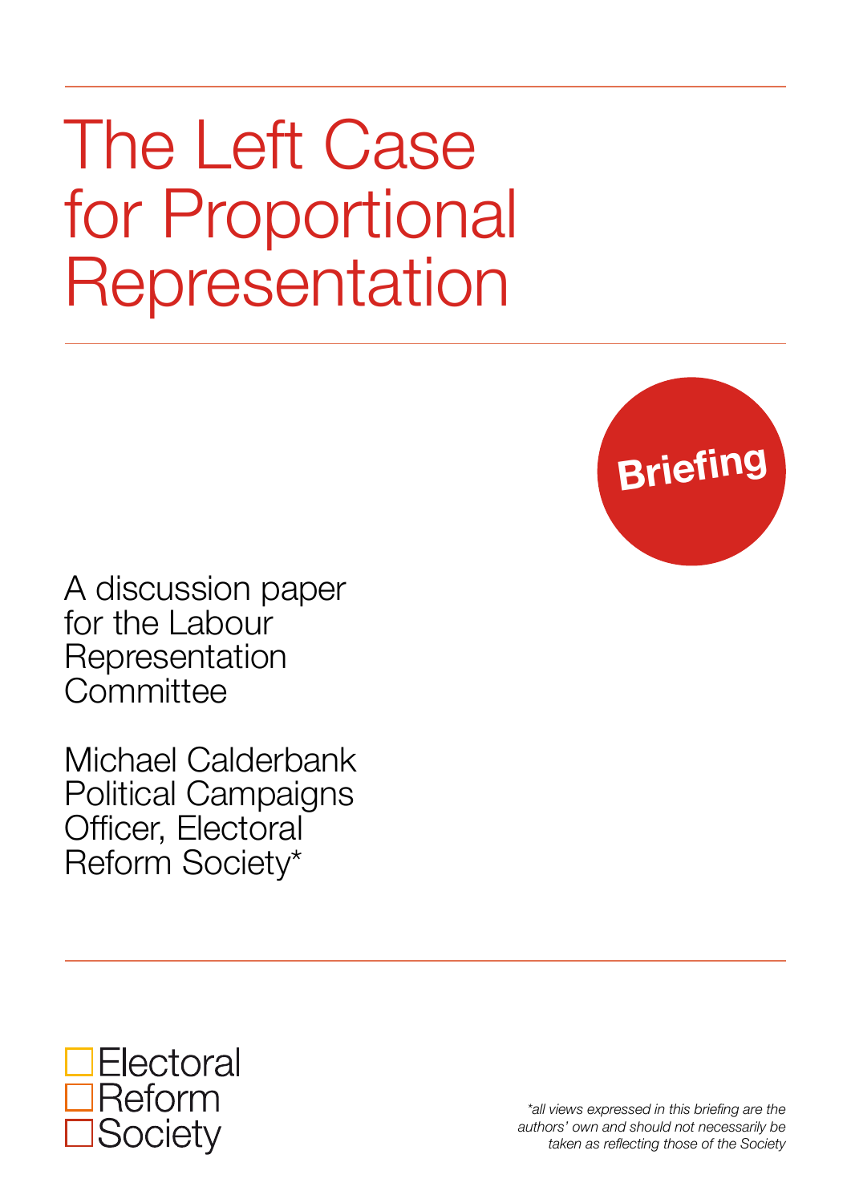# The Left Case for Proportional Representation

**Briefing**

A discussion paper for the Labour Representation Committee

Michael Calderbank
Political Campaigns Officer, Electoral Reform Society*

Electoral Reform Society

*all views expressed in this briefing are the authors' own and should not necessarily be taken as reflecting those of the Society*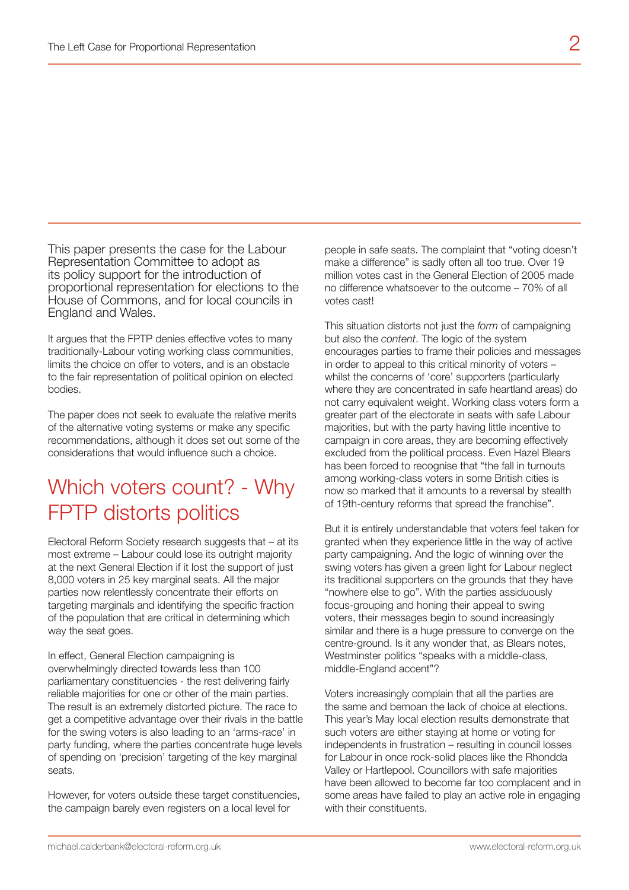This paper presents the case for the Labour Representation Committee to adopt as its policy support for the introduction of proportional representation for elections to the House of Commons, and for local councils in England and Wales.

It argues that the FPTP denies effective votes to many traditionally-Labour voting working class communities, limits the choice on offer to voters, and is an obstacle to the fair representation of political opinion on elected bodies.

The paper does not seek to evaluate the relative merits of the alternative voting systems or make any specific recommendations, although it does set out some of the considerations that would influence such a choice.

## Which voters count? - Why FPTP distorts politics

Electoral Reform Society research suggests that – at its most extreme – Labour could lose its outright majority at the next General Election if it lost the support of just 8,000 voters in 25 key marginal seats. All the major parties now relentlessly concentrate their efforts on targeting marginals and identifying the specific fraction of the population that are critical in determining which way the seat goes.

In effect, General Election campaigning is overwhelmingly directed towards less than 100 parliamentary constituencies - the rest delivering fairly reliable majorities for one or other of the main parties. The result is an extremely distorted picture. The race to get a competitive advantage over their rivals in the battle for the swing voters is also leading to an 'arms-race' in party funding, where the parties concentrate huge levels of spending on 'precision' targeting of the key marginal seats.

However, for voters outside these target constituencies, the campaign barely even registers on a local level for people in safe seats. The complaint that "voting doesn't make a difference" is sadly often all too true. Over 19 million votes cast in the General Election of 2005 made no difference whatsoever to the outcome – 70% of all votes cast!

This situation distorts not just the *form* of campaigning but also the *content*. The logic of the system encourages parties to frame their policies and messages in order to appeal to this critical minority of voters – whilst the concerns of 'core' supporters (particularly where they are concentrated in safe heartland areas) do not carry equivalent weight. Working class voters form a greater part of the electorate in seats with safe Labour majorities, but with the party having little incentive to campaign in core areas, they are becoming effectively excluded from the political process. Even Hazel Blears has been forced to recognise that "the fall in turnouts among working-class voters in some British cities is now so marked that it amounts to a reversal by stealth of 19th-century reforms that spread the franchise".

But it is entirely understandable that voters feel taken for granted when they experience little in the way of active party campaigning. And the logic of winning over the swing voters has given a green light for Labour neglect its traditional supporters on the grounds that they have "nowhere else to go". With the parties assiduously focus-grouping and honing their appeal to swing voters, their messages begin to sound increasingly similar and there is a huge pressure to converge on the centre-ground. Is it any wonder that, as Blears notes, Westminster politics "speaks with a middle-class, middle-England accent"?

Voters increasingly complain that all the parties are the same and bemoan the lack of choice at elections. This year's May local election results demonstrate that such voters are either staying at home or voting for independents in frustration – resulting in council losses for Labour in once rock-solid places like the Rhondda Valley or Hartlepool. Councillors with safe majorities have been allowed to become far too complacent and in some areas have failed to play an active role in engaging with their constituents.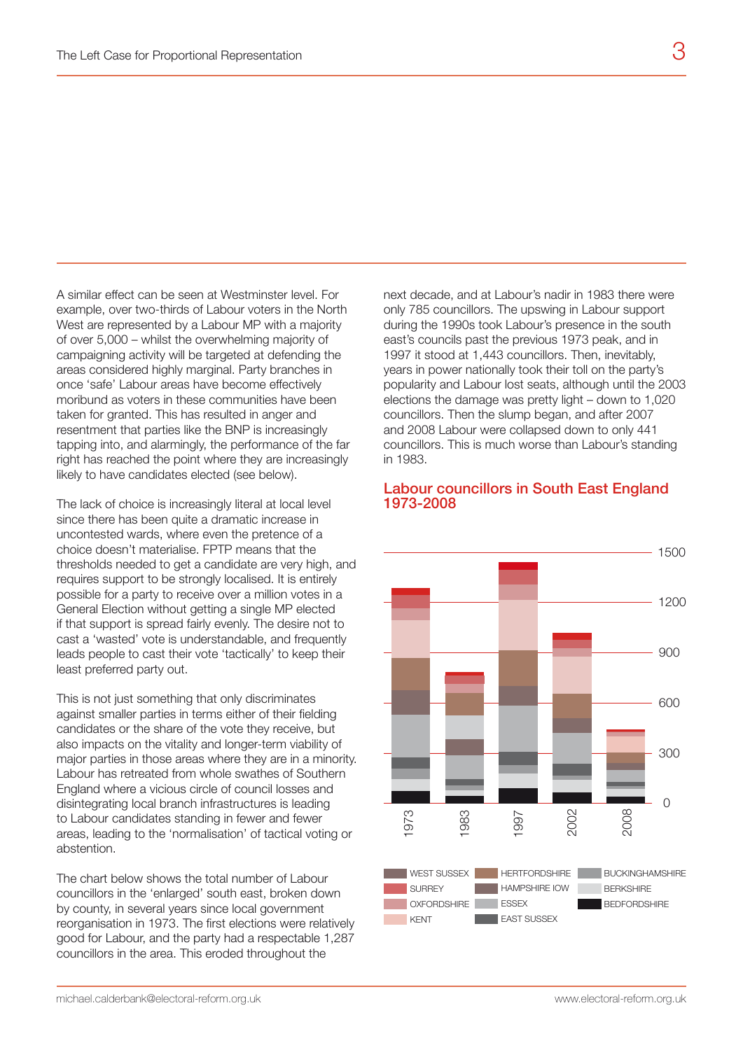A similar effect can be seen at Westminster level. For example, over two-thirds of Labour voters in the North West are represented by a Labour MP with a majority of over 5,000 – whilst the overwhelming majority of campaigning activity will be targeted at defending the areas considered highly marginal. Party branches in once 'safe' Labour areas have become effectively moribund as voters in these communities have been taken for granted. This has resulted in anger and resentment that parties like the BNP is increasingly tapping into, and alarmingly, the performance of the far right has reached the point where they are increasingly likely to have candidates elected (see below).

The lack of choice is increasingly literal at local level since there has been quite a dramatic increase in uncontested wards, where even the pretence of a choice doesn't materialise. FPTP means that the thresholds needed to get a candidate are very high, and requires support to be strongly localised. It is entirely possible for a party to receive over a million votes in a General Election without getting a single MP elected if that support is spread fairly evenly. The desire not to cast a 'wasted' vote is understandable, and frequently leads people to cast their vote 'tactically' to keep their least preferred party out.

This is not just something that only discriminates against smaller parties in terms either of their fielding candidates or the share of the vote they receive, but also impacts on the vitality and longer-term viability of major parties in those areas where they are in a minority. Labour has retreated from whole swathes of Southern England where a vicious circle of council losses and disintegrating local branch infrastructures is leading to Labour candidates standing in fewer and fewer areas, leading to the 'normalisation' of tactical voting or abstention.

The chart below shows the total number of Labour councillors in the 'enlarged' south east, broken down by county, in several years since local government reorganisation in 1973. The first elections were relatively good for Labour, and the party had a respectable 1,287 councillors in the area. This eroded throughout the next decade, and at Labour's nadir in 1983 there were only 785 councillors. The upswing in Labour support during the 1990s took Labour's presence in the south east's councils past the previous 1973 peak, and in 1997 it stood at 1,443 councillors. Then, inevitably, years in power nationally took their toll on the party's popularity and Labour lost seats, although until the 2003 elections the damage was pretty light – down to 1,020 councillors. Then the slump began, and after 2007 and 2008 Labour were collapsed down to only 441 councillors. This is much worse than Labour's standing in 1983.

## Labour councillors in South East England 1973-2008

[Stacked bar chart: total Labour councillors by year — 1973, 1983, 1997, 2002, 2008; y-axis 0–1500. Counties: West Sussex, Surrey, Oxfordshire, Kent, Hertfordshire, Hampshire IOW, Essex, East Sussex, Buckinghamshire, Berkshire, Bedfordshire.]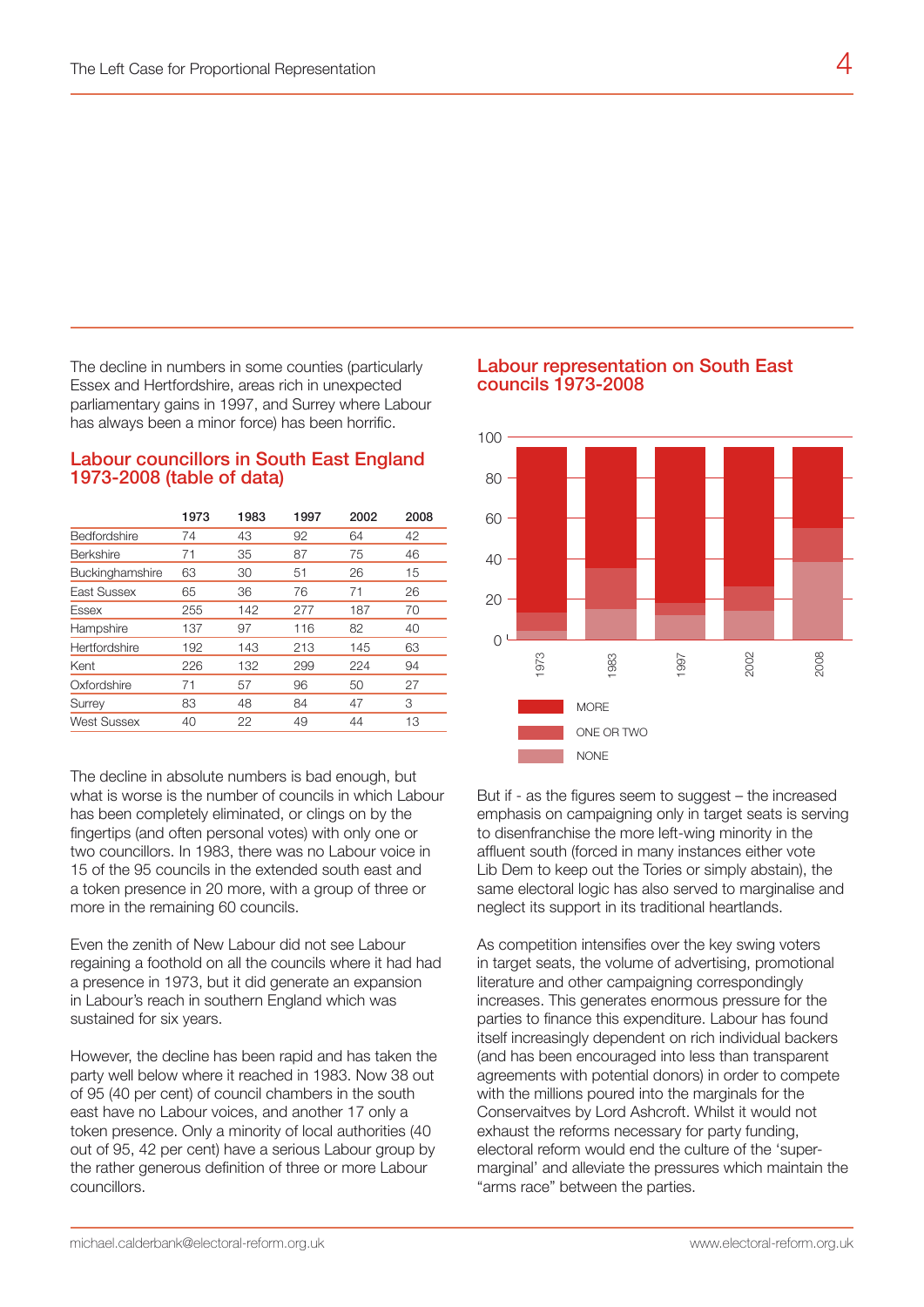The decline in numbers in some counties (particularly Essex and Hertfordshire, areas rich in unexpected parliamentary gains in 1997, and Surrey where Labour has always been a minor force) has been horrific.

## Labour councillors in South East England 1973-2008 (table of data)

| | 1973 | 1983 | 1997 | 2002 | 2008 |
|---|---|---|---|---|---|
| Bedfordshire | 74 | 43 | 92 | 64 | 42 |
| Berkshire | 71 | 35 | 87 | 75 | 46 |
| Buckinghamshire | 63 | 30 | 51 | 26 | 15 |
| East Sussex | 65 | 36 | 76 | 71 | 26 |
| Essex | 255 | 142 | 277 | 187 | 70 |
| Hampshire | 137 | 97 | 116 | 82 | 40 |
| Hertfordshire | 192 | 143 | 213 | 145 | 63 |
| Kent | 226 | 132 | 299 | 224 | 94 |
| Oxfordshire | 71 | 57 | 96 | 50 | 27 |
| Surrey | 83 | 48 | 84 | 47 | 3 |
| West Sussex | 40 | 22 | 49 | 44 | 13 |

The decline in absolute numbers is bad enough, but what is worse is the number of councils in which Labour has been completely eliminated, or clings on by the fingertips (and often personal votes) with only one or two councillors. In 1983, there was no Labour voice in 15 of the 95 councils in the extended south east and a token presence in 20 more, with a group of three or more in the remaining 60 councils.

Even the zenith of New Labour did not see Labour regaining a foothold on all the councils where it had had a presence in 1973, but it did generate an expansion in Labour's reach in southern England which was sustained for six years.

However, the decline has been rapid and has taken the party well below where it reached in 1983. Now 38 out of 95 (40 per cent) of council chambers in the south east have no Labour voices, and another 17 only a token presence. Only a minority of local authorities (40 out of 95, 42 per cent) have a serious Labour group by the rather generous definition of three or more Labour councillors.

## Labour representation on South East councils 1973-2008

MORE

ONE OR TWO

NONE

But if - as the figures seem to suggest – the increased emphasis on campaigning only in target seats is serving to disenfranchise the more left-wing minority in the affluent south (forced in many instances either vote Lib Dem to keep out the Tories or simply abstain), the same electoral logic has also served to marginalise and neglect its support in its traditional heartlands.

As competition intensifies over the key swing voters in target seats, the volume of advertising, promotional literature and other campaigning correspondingly increases. This generates enormous pressure for the parties to finance this expenditure. Labour has found itself increasingly dependent on rich individual backers (and has been encouraged into less than transparent agreements with potential donors) in order to compete with the millions poured into the marginals for the Conservaitves by Lord Ashcroft. Whilst it would not exhaust the reforms necessary for party funding, electoral reform would end the culture of the 'super-marginal' and alleviate the pressures which maintain the "arms race" between the parties.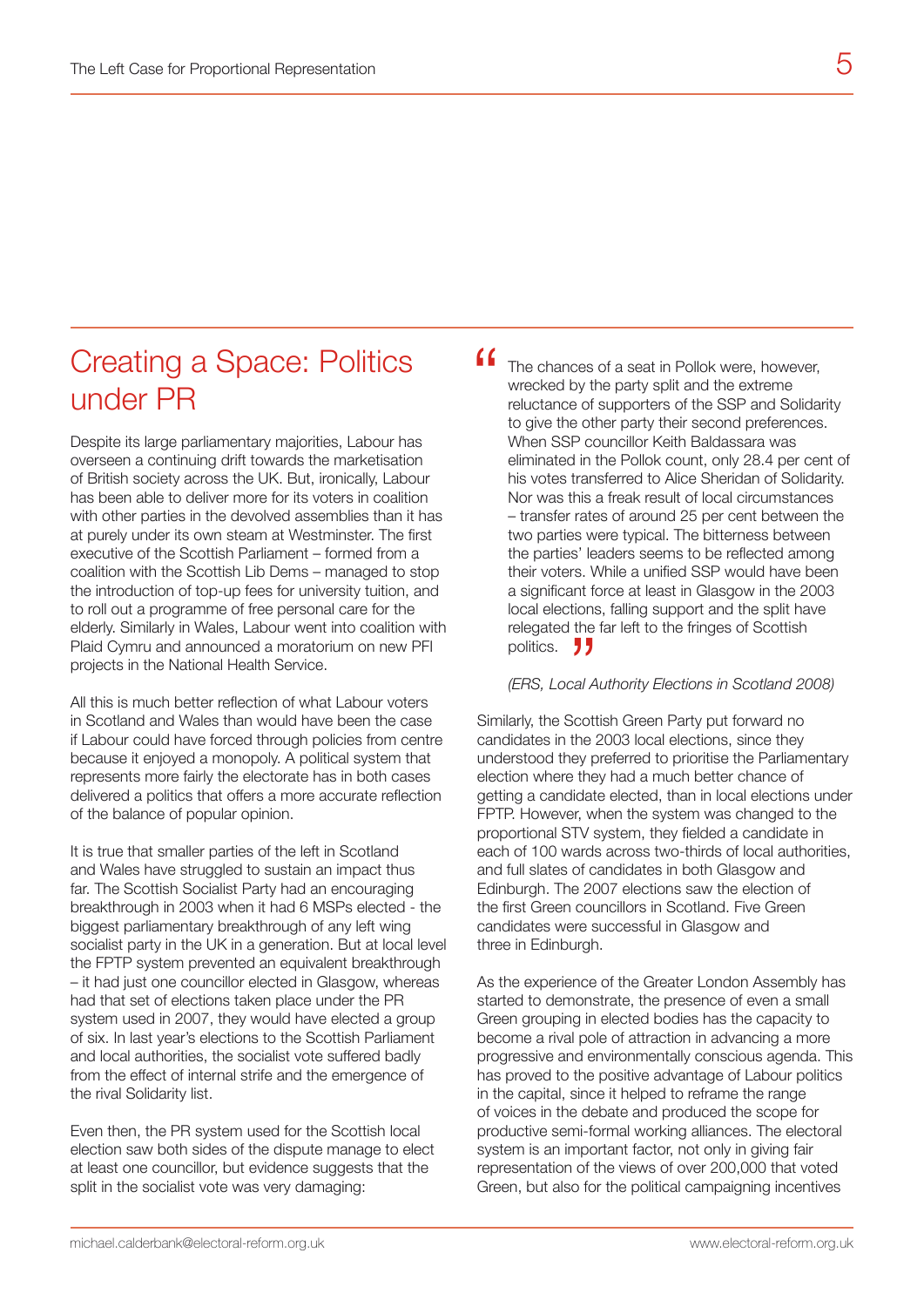## Creating a Space: Politics under PR

Despite its large parliamentary majorities, Labour has overseen a continuing drift towards the marketisation of British society across the UK. But, ironically, Labour has been able to deliver more for its voters in coalition with other parties in the devolved assemblies than it has at purely under its own steam at Westminster. The first executive of the Scottish Parliament – formed from a coalition with the Scottish Lib Dems – managed to stop the introduction of top-up fees for university tuition, and to roll out a programme of free personal care for the elderly. Similarly in Wales, Labour went into coalition with Plaid Cymru and announced a moratorium on new PFI projects in the National Health Service.

All this is much better reflection of what Labour voters in Scotland and Wales than would have been the case if Labour could have forced through policies from centre because it enjoyed a monopoly. A political system that represents more fairly the electorate has in both cases delivered a politics that offers a more accurate reflection of the balance of popular opinion.

It is true that smaller parties of the left in Scotland and Wales have struggled to sustain an impact thus far. The Scottish Socialist Party had an encouraging breakthrough in 2003 when it had 6 MSPs elected - the biggest parliamentary breakthrough of any left wing socialist party in the UK in a generation. But at local level the FPTP system prevented an equivalent breakthrough – it had just one councillor elected in Glasgow, whereas had that set of elections taken place under the PR system used in 2007, they would have elected a group of six. In last year's elections to the Scottish Parliament and local authorities, the socialist vote suffered badly from the effect of internal strife and the emergence of the rival Solidarity list.

Even then, the PR system used for the Scottish local election saw both sides of the dispute manage to elect at least one councillor, but evidence suggests that the split in the socialist vote was very damaging:

> "The chances of a seat in Pollok were, however, wrecked by the party split and the extreme reluctance of supporters of the SSP and Solidarity to give the other party their second preferences. When SSP councillor Keith Baldassara was eliminated in the Pollok count, only 28.4 per cent of his votes transferred to Alice Sheridan of Solidarity. Nor was this a freak result of local circumstances – transfer rates of around 25 per cent between the two parties were typical. The bitterness between the parties' leaders seems to be reflected among their voters. While a unified SSP would have been a significant force at least in Glasgow in the 2003 local elections, falling support and the split have relegated the far left to the fringes of Scottish politics."
>
> *(ERS, Local Authority Elections in Scotland 2008)*

Similarly, the Scottish Green Party put forward no candidates in the 2003 local elections, since they understood they preferred to prioritise the Parliamentary election where they had a much better chance of getting a candidate elected, than in local elections under FPTP. However, when the system was changed to the proportional STV system, they fielded a candidate in each of 100 wards across two-thirds of local authorities, and full slates of candidates in both Glasgow and Edinburgh. The 2007 elections saw the election of the first Green councillors in Scotland. Five Green candidates were successful in Glasgow and three in Edinburgh.

As the experience of the Greater London Assembly has started to demonstrate, the presence of even a small Green grouping in elected bodies has the capacity to become a rival pole of attraction in advancing a more progressive and environmentally conscious agenda. This has proved to the positive advantage of Labour politics in the capital, since it helped to reframe the range of voices in the debate and produced the scope for productive semi-formal working alliances. The electoral system is an important factor, not only in giving fair representation of the views of over 200,000 that voted Green, but also for the political campaigning incentives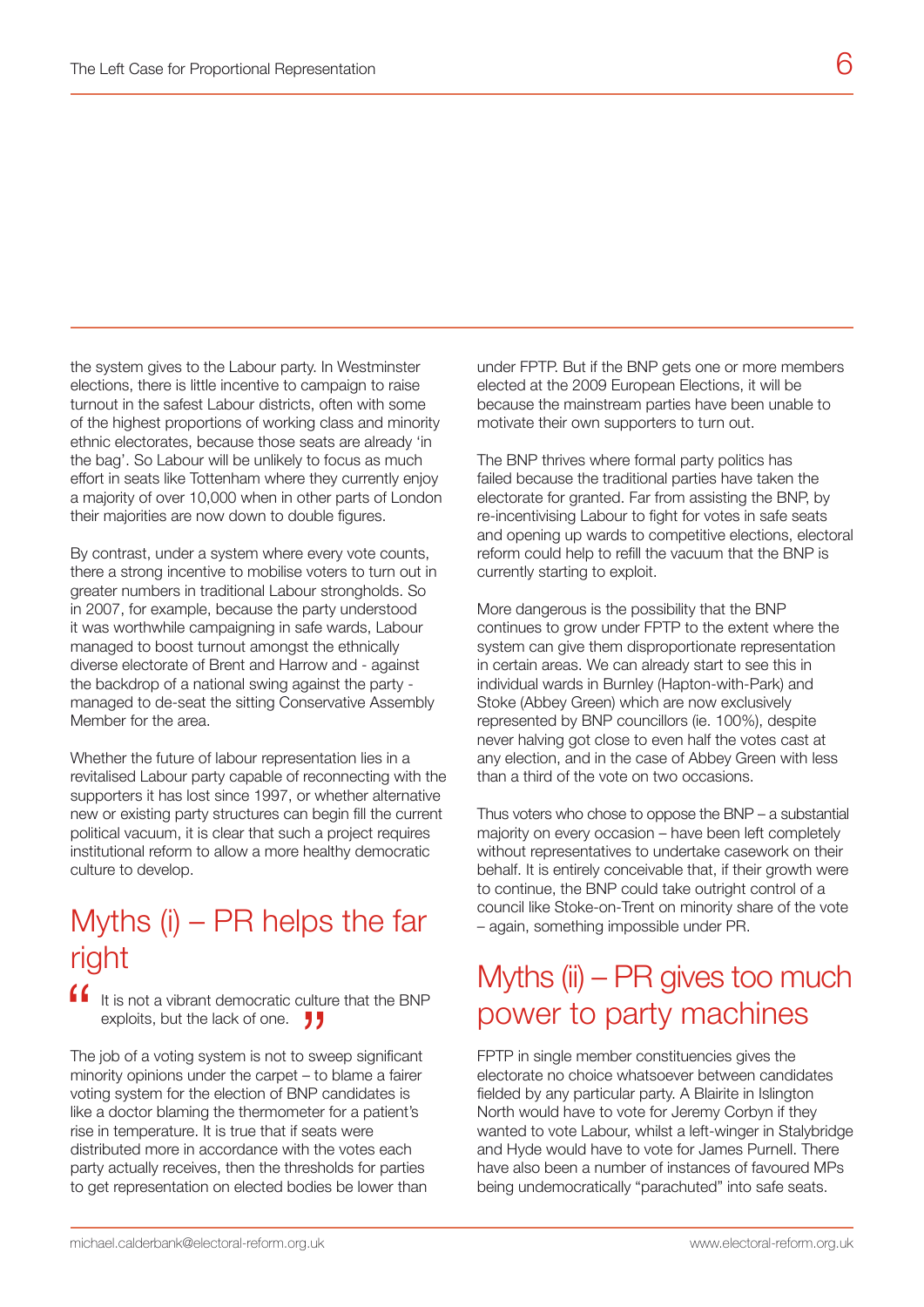the system gives to the Labour party. In Westminster elections, there is little incentive to campaign to raise turnout in the safest Labour districts, often with some of the highest proportions of working class and minority ethnic electorates, because those seats are already 'in the bag'. So Labour will be unlikely to focus as much effort in seats like Tottenham where they currently enjoy a majority of over 10,000 when in other parts of London their majorities are now down to double figures.

By contrast, under a system where every vote counts, there a strong incentive to mobilise voters to turn out in greater numbers in traditional Labour strongholds. So in 2007, for example, because the party understood it was worthwhile campaigning in safe wards, Labour managed to boost turnout amongst the ethnically diverse electorate of Brent and Harrow and - against the backdrop of a national swing against the party - managed to de-seat the sitting Conservative Assembly Member for the area.

Whether the future of labour representation lies in a revitalised Labour party capable of reconnecting with the supporters it has lost since 1997, or whether alternative new or existing party structures can begin fill the current political vacuum, it is clear that such a project requires institutional reform to allow a more healthy democratic culture to develop.

## Myths (i) – PR helps the far right

> "It is not a vibrant democratic culture that the BNP exploits, but the lack of one."

The job of a voting system is not to sweep significant minority opinions under the carpet – to blame a fairer voting system for the election of BNP candidates is like a doctor blaming the thermometer for a patient's rise in temperature. It is true that if seats were distributed more in accordance with the votes each party actually receives, then the thresholds for parties to get representation on elected bodies be lower than under FPTP. But if the BNP gets one or more members elected at the 2009 European Elections, it will be because the mainstream parties have been unable to motivate their own supporters to turn out.

The BNP thrives where formal party politics has failed because the traditional parties have taken the electorate for granted. Far from assisting the BNP, by re-incentivising Labour to fight for votes in safe seats and opening up wards to competitive elections, electoral reform could help to refill the vacuum that the BNP is currently starting to exploit.

More dangerous is the possibility that the BNP continues to grow under FPTP to the extent where the system can give them disproportionate representation in certain areas. We can already start to see this in individual wards in Burnley (Hapton-with-Park) and Stoke (Abbey Green) which are now exclusively represented by BNP councillors (ie. 100%), despite never halving got close to even half the votes cast at any election, and in the case of Abbey Green with less than a third of the vote on two occasions.

Thus voters who chose to oppose the BNP – a substantial majority on every occasion – have been left completely without representatives to undertake casework on their behalf. It is entirely conceivable that, if their growth were to continue, the BNP could take outright control of a council like Stoke-on-Trent on minority share of the vote – again, something impossible under PR.

## Myths (ii) – PR gives too much power to party machines

FPTP in single member constituencies gives the electorate no choice whatsoever between candidates fielded by any particular party. A Blairite in Islington North would have to vote for Jeremy Corbyn if they wanted to vote Labour, whilst a left-winger in Stalybridge and Hyde would have to vote for James Purnell. There have also been a number of instances of favoured MPs being undemocratically "parachuted" into safe seats.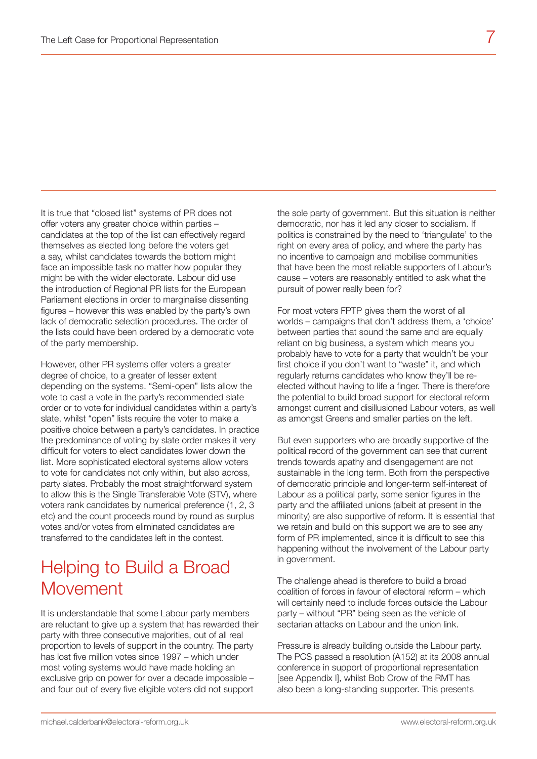It is true that "closed list" systems of PR does not offer voters any greater choice within parties – candidates at the top of the list can effectively regard themselves as elected long before the voters get a say, whilst candidates towards the bottom might face an impossible task no matter how popular they might be with the wider electorate. Labour did use the introduction of Regional PR lists for the European Parliament elections in order to marginalise dissenting figures – however this was enabled by the party's own lack of democratic selection procedures. The order of the lists could have been ordered by a democratic vote of the party membership.

However, other PR systems offer voters a greater degree of choice, to a greater of lesser extent depending on the systems. "Semi-open" lists allow the vote to cast a vote in the party's recommended slate order or to vote for individual candidates within a party's slate, whilst "open" lists require the voter to make a positive choice between a party's candidates. In practice the predominance of voting by slate order makes it very difficult for voters to elect candidates lower down the list. More sophisticated electoral systems allow voters to vote for candidates not only within, but also across, party slates. Probably the most straightforward system to allow this is the Single Transferable Vote (STV), where voters rank candidates by numerical preference (1, 2, 3 etc) and the count proceeds round by round as surplus votes and/or votes from eliminated candidates are transferred to the candidates left in the contest.

## Helping to Build a Broad Movement

It is understandable that some Labour party members are reluctant to give up a system that has rewarded their party with three consecutive majorities, out of all real proportion to levels of support in the country. The party has lost five million votes since 1997 – which under most voting systems would have made holding an exclusive grip on power for over a decade impossible – and four out of every five eligible voters did not support the sole party of government. But this situation is neither democratic, nor has it led any closer to socialism. If politics is constrained by the need to 'triangulate' to the right on every area of policy, and where the party has no incentive to campaign and mobilise communities that have been the most reliable supporters of Labour's cause – voters are reasonably entitled to ask what the pursuit of power really been for?

For most voters FPTP gives them the worst of all worlds – campaigns that don't address them, a 'choice' between parties that sound the same and are equally reliant on big business, a system which means you probably have to vote for a party that wouldn't be your first choice if you don't want to "waste" it, and which regularly returns candidates who know they'll be re-elected without having to life a finger. There is therefore the potential to build broad support for electoral reform amongst current and disillusioned Labour voters, as well as amongst Greens and smaller parties on the left.

But even supporters who are broadly supportive of the political record of the government can see that current trends towards apathy and disengagement are not sustainable in the long term. Both from the perspective of democratic principle and longer-term self-interest of Labour as a political party, some senior figures in the party and the affiliated unions (albeit at present in the minority) are also supportive of reform. It is essential that we retain and build on this support we are to see any form of PR implemented, since it is difficult to see this happening without the involvement of the Labour party in government.

The challenge ahead is therefore to build a broad coalition of forces in favour of electoral reform – which will certainly need to include forces outside the Labour party – without "PR" being seen as the vehicle of sectarian attacks on Labour and the union link.

Pressure is already building outside the Labour party. The PCS passed a resolution (A152) at its 2008 annual conference in support of proportional representation [see Appendix I], whilst Bob Crow of the RMT has also been a long-standing supporter. This presents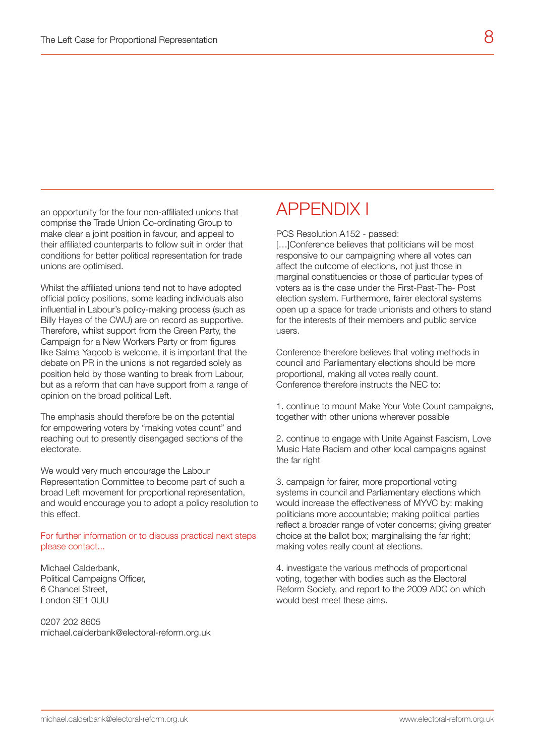an opportunity for the four non-affiliated unions that comprise the Trade Union Co-ordinating Group to make clear a joint position in favour, and appeal to their affiliated counterparts to follow suit in order that conditions for better political representation for trade unions are optimised.

Whilst the affiliated unions tend not to have adopted official policy positions, some leading individuals also influential in Labour's policy-making process (such as Billy Hayes of the CWU) are on record as supportive. Therefore, whilst support from the Green Party, the Campaign for a New Workers Party or from figures like Salma Yaqoob is welcome, it is important that the debate on PR in the unions is not regarded solely as position held by those wanting to break from Labour, but as a reform that can have support from a range of opinion on the broad political Left.

The emphasis should therefore be on the potential for empowering voters by "making votes count" and reaching out to presently disengaged sections of the electorate.

We would very much encourage the Labour Representation Committee to become part of such a broad Left movement for proportional representation, and would encourage you to adopt a policy resolution to this effect.

For further information or to discuss practical next steps please contact...

Michael Calderbank,
Political Campaigns Officer,
6 Chancel Street,
London SE1 0UU

0207 202 8605
michael.calderbank@electoral-reform.org.uk

# APPENDIX I

PCS Resolution A152 - passed:
[…]Conference believes that politicians will be most responsive to our campaigning where all votes can affect the outcome of elections, not just those in marginal constituencies or those of particular types of voters as is the case under the First-Past-The- Post election system. Furthermore, fairer electoral systems open up a space for trade unionists and others to stand for the interests of their members and public service users.

Conference therefore believes that voting methods in council and Parliamentary elections should be more proportional, making all votes really count.
Conference therefore instructs the NEC to:

1. continue to mount Make Your Vote Count campaigns, together with other unions wherever possible

2. continue to engage with Unite Against Fascism, Love Music Hate Racism and other local campaigns against the far right

3. campaign for fairer, more proportional voting systems in council and Parliamentary elections which would increase the effectiveness of MYVC by: making politicians more accountable; making political parties reflect a broader range of voter concerns; giving greater choice at the ballot box; marginalising the far right; making votes really count at elections.

4. investigate the various methods of proportional voting, together with bodies such as the Electoral Reform Society, and report to the 2009 ADC on which would best meet these aims.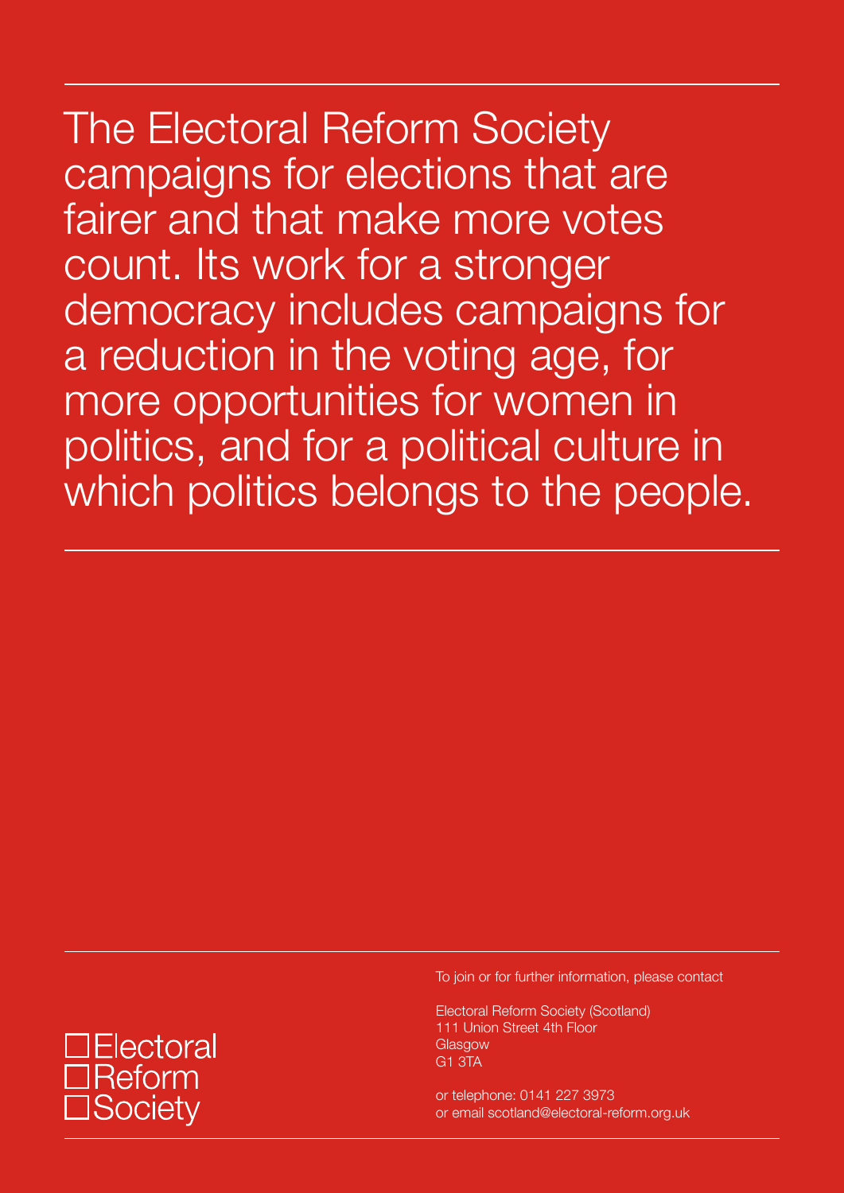The Electoral Reform Society campaigns for elections that are fairer and that make more votes count. Its work for a stronger democracy includes campaigns for a reduction in the voting age, for more opportunities for women in politics, and for a political culture in which politics belongs to the people.

Electoral Reform Society

To join or for further information, please contact

Electoral Reform Society (Scotland)
111 Union Street 4th Floor
Glasgow
G1 3TA

or telephone: 0141 227 3973
or email scotland@electoral-reform.org.uk